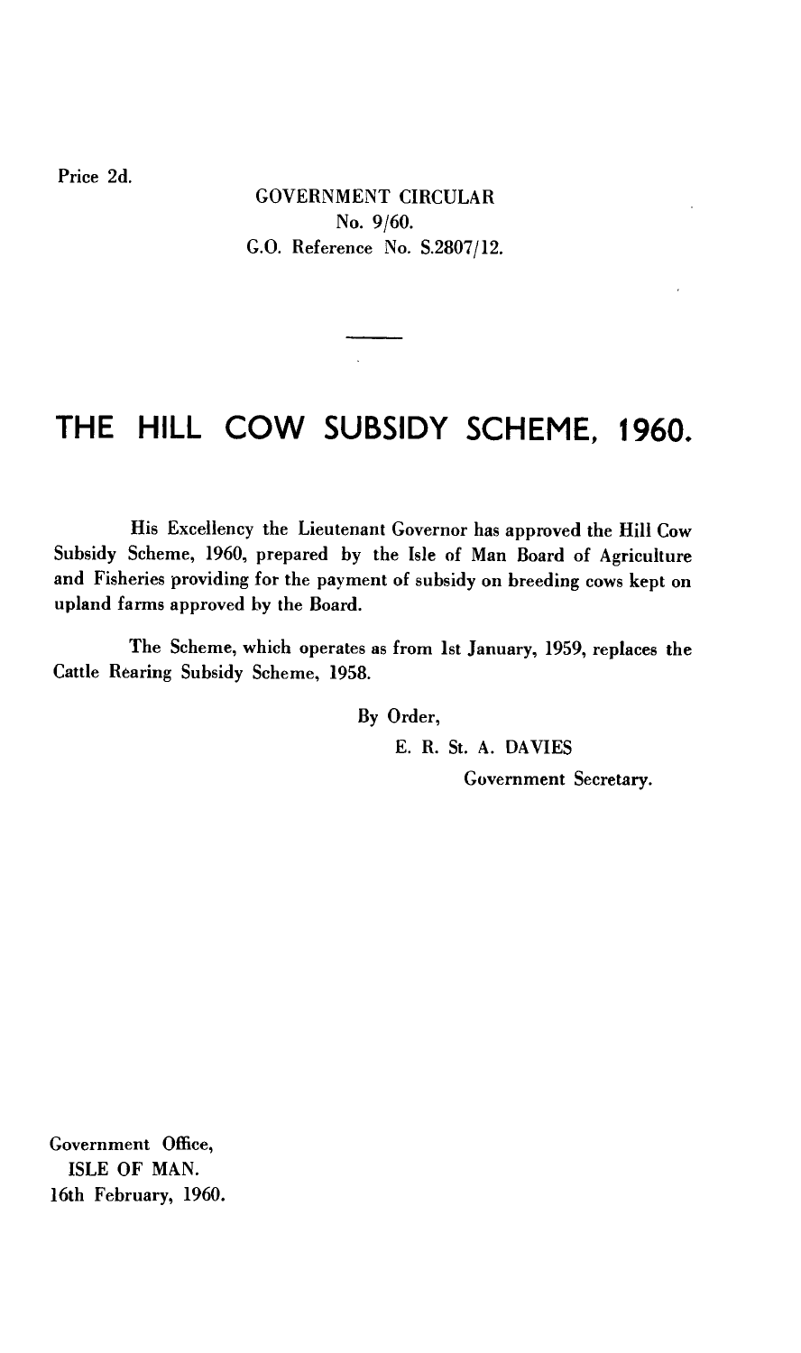Price 2d.

GOVERNMENT CIRCULAR
No. 9/60.
G.O. Reference No. S.2807/12.

# THE HILL COW SUBSIDY SCHEME, 1960.

His Excellency the Lieutenant Governor has approved the Hill Cow Subsidy Scheme, 1960, prepared by the Isle of Man Board of Agriculture and Fisheries providing for the payment of subsidy on breeding cows kept on upland farms approved by the Board.

The Scheme, which operates as from 1st January, 1959, replaces the Cattle Rearing Subsidy Scheme, 1958.

By Order,

E. R. St. A. DAVIES

Government Secretary.

Government Office,
ISLE OF MAN.
16th February, 1960.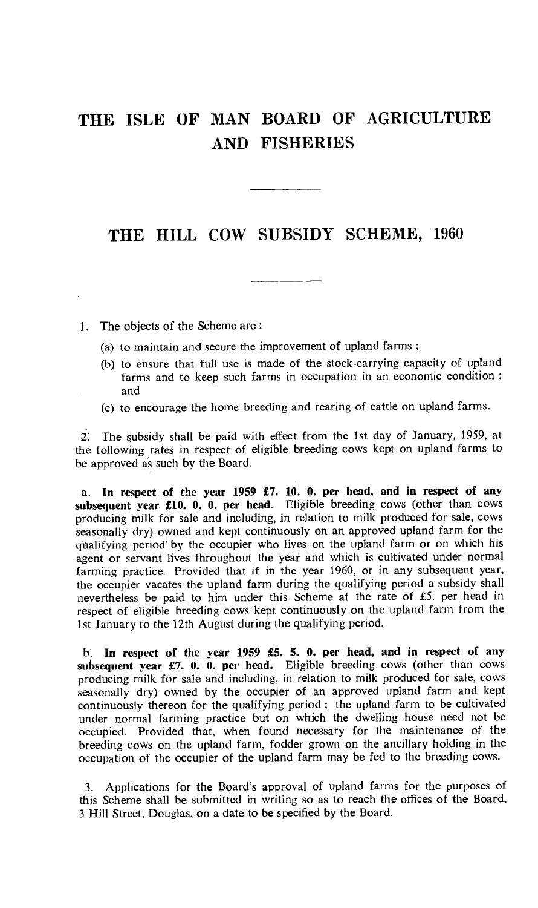# THE ISLE OF MAN BOARD OF AGRICULTURE AND FISHERIES

## THE HILL COW SUBSIDY SCHEME, 1960

1. The objects of the Scheme are:

   (a) to maintain and secure the improvement of upland farms;

   (b) to ensure that full use is made of the stock-carrying capacity of upland farms and to keep such farms in occupation in an economic condition; and

   (c) to encourage the home breeding and rearing of cattle on upland farms.

2. The subsidy shall be paid with effect from the 1st day of January, 1959, at the following rates in respect of eligible breeding cows kept on upland farms to be approved as such by the Board.

a. **In respect of the year 1959 £7. 10. 0. per head, and in respect of any subsequent year £10. 0. 0. per head.** Eligible breeding cows (other than cows producing milk for sale and including, in relation to milk produced for sale, cows seasonally dry) owned and kept continuously on an approved upland farm for the qualifying period by the occupier who lives on the upland farm or on which his agent or servant lives throughout the year and which is cultivated under normal farming practice. Provided that if in the year 1960, or in any subsequent year, the occupier vacates the upland farm during the qualifying period a subsidy shall nevertheless be paid to him under this Scheme at the rate of £5. per head in respect of eligible breeding cows kept continuously on the upland farm from the 1st January to the 12th August during the qualifying period.

b. **In respect of the year 1959 £5. 5. 0. per head, and in respect of any subsequent year £7. 0. 0. per head.** Eligible breeding cows (other than cows producing milk for sale and including, in relation to milk produced for sale, cows seasonally dry) owned by the occupier of an approved upland farm and kept continuously thereon for the qualifying period; the upland farm to be cultivated under normal farming practice but on which the dwelling house need not be occupied. Provided that, when found necessary for the maintenance of the breeding cows on the upland farm, fodder grown on the ancillary holding in the occupation of the occupier of the upland farm may be fed to the breeding cows.

3. Applications for the Board's approval of upland farms for the purposes of this Scheme shall be submitted in writing so as to reach the offices of the Board, 3 Hill Street, Douglas, on a date to be specified by the Board.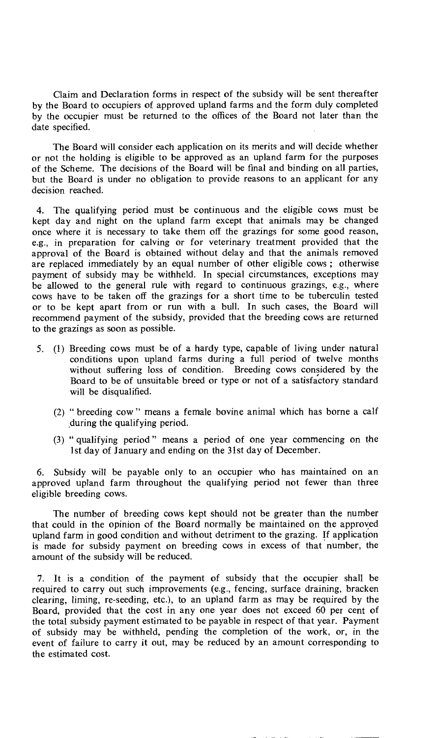Claim and Declaration forms in respect of the subsidy will be sent thereafter by the Board to occupiers of approved upland farms and the form duly completed by the occupier must be returned to the offices of the Board not later than the date specified.

The Board will consider each application on its merits and will decide whether or not the holding is eligible to be approved as an upland farm for the purposes of the Scheme. The decisions of the Board will be final and binding on all parties, but the Board is under no obligation to provide reasons to an applicant for any decision reached.

4. The qualifying period must be continuous and the eligible cows must be kept day and night on the upland farm except that animals may be changed once where it is necessary to take them off the grazings for some good reason, e.g., in preparation for calving or for veterinary treatment provided that the approval of the Board is obtained without delay and that the animals removed are replaced immediately by an equal number of other eligible cows ; otherwise payment of subsidy may be withheld. In special circumstances, exceptions may be allowed to the general rule with regard to continuous grazings, e.g., where cows have to be taken off the grazings for a short time to be tuberculin tested or to be kept apart from or run with a bull. In such cases, the Board will recommend payment of the subsidy, provided that the breeding cows are returned to the grazings as soon as possible.

5. (1) Breeding cows must be of a hardy type, capable of living under natural conditions upon upland farms during a full period of twelve months without suffering loss of condition. Breeding cows considered by the Board to be of unsuitable breed or type or not of a satisfactory standard will be disqualified.

   (2) " breeding cow " means a female bovine animal which has borne a calf during the qualifying period.

   (3) " qualifying period " means a period of one year commencing on the 1st day of January and ending on the 31st day of December.

6. Subsidy will be payable only to an occupier who has maintained on an approved upland farm throughout the qualifying period not fewer than three eligible breeding cows.

The number of breeding cows kept should not be greater than the number that could in the opinion of the Board normally be maintained on the approved upland farm in good condition and without detriment to the grazing. If application is made for subsidy payment on breeding cows in excess of that number, the amount of the subsidy will be reduced.

7. It is a condition of the payment of subsidy that the occupier shall be required to carry out such improvements (e.g., fencing, surface draining, bracken clearing, liming, re-seeding, etc.), to an upland farm as may be required by the Board, provided that the cost in any one year does not exceed 60 per cent of the total subsidy payment estimated to be payable in respect of that year. Payment of subsidy may be withheld, pending the completion of the work, or, in the event of failure to carry it out, may be reduced by an amount corresponding to the estimated cost.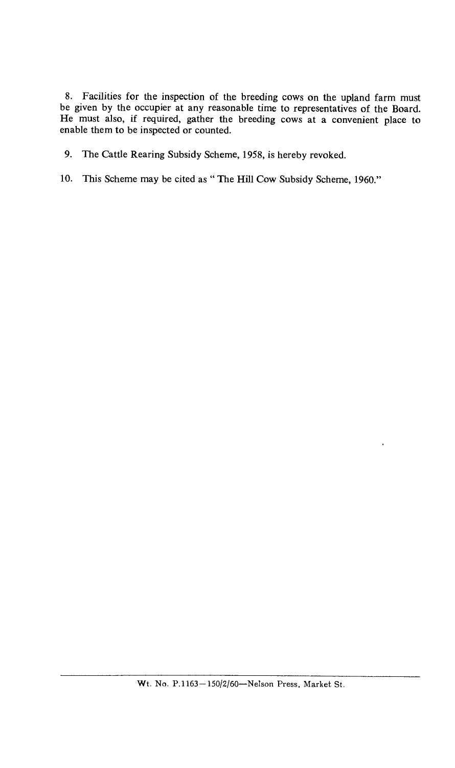8. Facilities for the inspection of the breeding cows on the upland farm must be given by the occupier at any reasonable time to representatives of the Board. He must also, if required, gather the breeding cows at a convenient place to enable them to be inspected or counted.

9. The Cattle Rearing Subsidy Scheme, 1958, is hereby revoked.

10. This Scheme may be cited as " The Hill Cow Subsidy Scheme, 1960."

Wt. No. P.1163—150/2/60—Nelson Press, Market St.